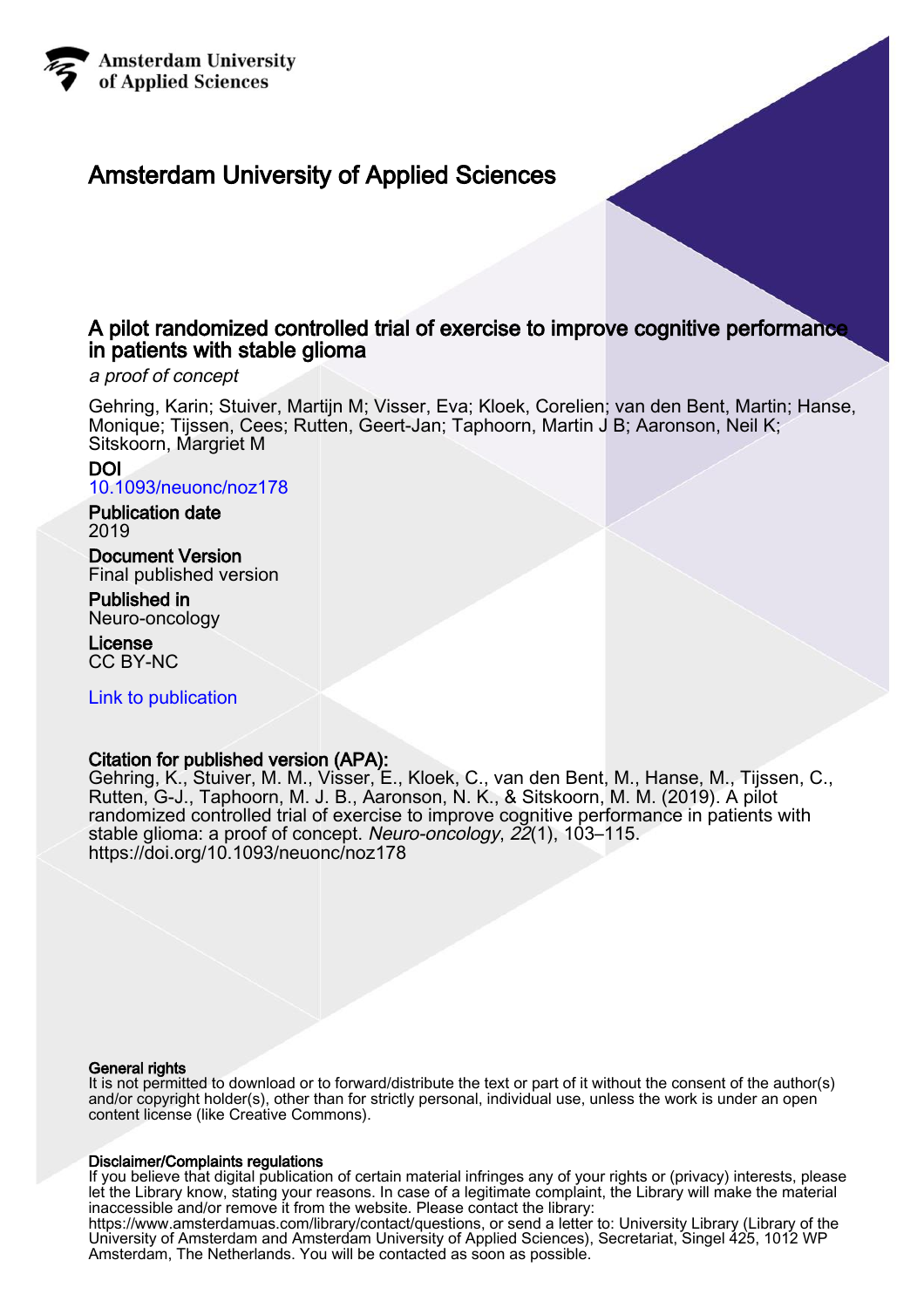Amsterdam University of Applied Sciences

# Amsterdam University of Applied Sciences

## A pilot randomized controlled trial of exercise to improve cognitive performance in patients with stable glioma

*a proof of concept*

Gehring, Karin; Stuiver, Martijn M; Visser, Eva; Kloek, Corelien; van den Bent, Martin; Hanse, Monique; Tijssen, Cees; Rutten, Geert-Jan; Taphoorn, Martin J B; Aaronson, Neil K; Sitskoorn, Margriet M

**DOI**
10.1093/neuonc/noz178

**Publication date**
2019

**Document Version**
Final published version

**Published in**
Neuro-oncology

**License**
CC BY-NC

Link to publication

**Citation for published version (APA):**
Gehring, K., Stuiver, M. M., Visser, E., Kloek, C., van den Bent, M., Hanse, M., Tijssen, C., Rutten, G-J., Taphoorn, M. J. B., Aaronson, N. K., & Sitskoorn, M. M. (2019). A pilot randomized controlled trial of exercise to improve cognitive performance in patients with stable glioma: a proof of concept. *Neuro-oncology*, *22*(1), 103–115. https://doi.org/10.1093/neuonc/noz178

**General rights**
It is not permitted to download or to forward/distribute the text or part of it without the consent of the author(s) and/or copyright holder(s), other than for strictly personal, individual use, unless the work is under an open content license (like Creative Commons).

**Disclaimer/Complaints regulations**
If you believe that digital publication of certain material infringes any of your rights or (privacy) interests, please let the Library know, stating your reasons. In case of a legitimate complaint, the Library will make the material inaccessible and/or remove it from the website. Please contact the library:
https://www.amsterdamuas.com/library/contact/questions, or send a letter to: University Library (Library of the University of Amsterdam and Amsterdam University of Applied Sciences), Secretariat, Singel 425, 1012 WP Amsterdam, The Netherlands. You will be contacted as soon as possible.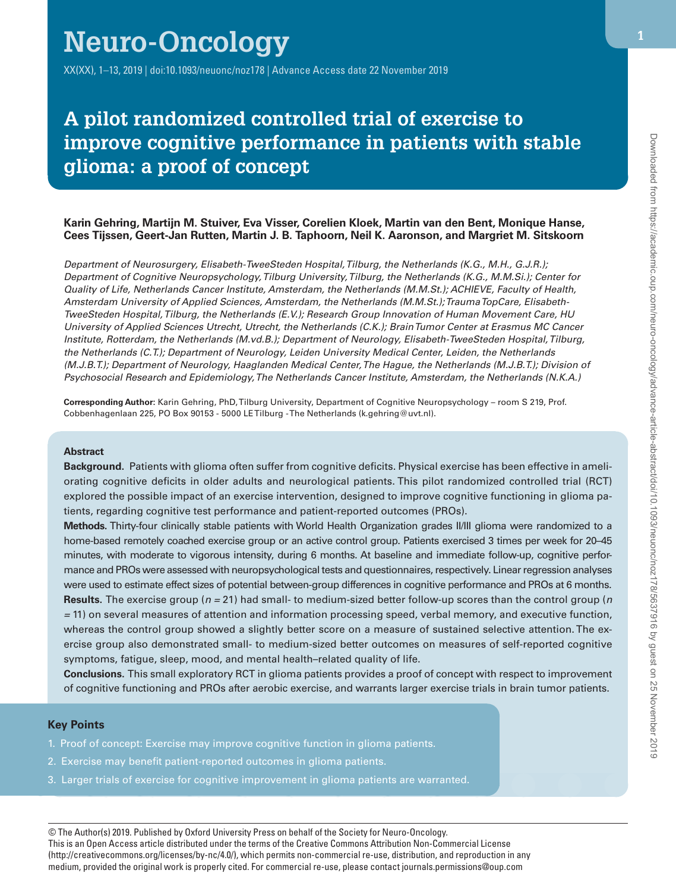# A pilot randomized controlled trial of exercise to improve cognitive performance in patients with stable glioma: a proof of concept

**Karin Gehring, Martijn M. Stuiver, Eva Visser, Corelien Kloek, Martin van den Bent, Monique Hanse, Cees Tijssen, Geert-Jan Rutten, Martin J. B. Taphoorn, Neil K. Aaronson, and Margriet M. Sitskoorn**

*Department of Neurosurgery, Elisabeth-TweeSteden Hospital, Tilburg, the Netherlands (K.G., M.H., G.J.R.); Department of Cognitive Neuropsychology, Tilburg University, Tilburg, the Netherlands (K.G., M.M.Si.); Center for Quality of Life, Netherlands Cancer Institute, Amsterdam, the Netherlands (M.M.St.); ACHIEVE, Faculty of Health, Amsterdam University of Applied Sciences, Amsterdam, the Netherlands (M.M.St.); Trauma TopCare, Elisabeth-TweeSteden Hospital, Tilburg, the Netherlands (E.V.); Research Group Innovation of Human Movement Care, HU University of Applied Sciences Utrecht, Utrecht, the Netherlands (C.K.); Brain Tumor Center at Erasmus MC Cancer Institute, Rotterdam, the Netherlands (M.vd.B.); Department of Neurology, Elisabeth-TweeSteden Hospital, Tilburg, the Netherlands (C.T.); Department of Neurology, Leiden University Medical Center, Leiden, the Netherlands (M.J.B.T.); Department of Neurology, Haaglanden Medical Center, The Hague, the Netherlands (M.J.B.T.); Division of Psychosocial Research and Epidemiology, The Netherlands Cancer Institute, Amsterdam, the Netherlands (N.K.A.)*

**Corresponding Author:** Karin Gehring, PhD, Tilburg University, Department of Cognitive Neuropsychology – room S 219, Prof. Cobbenhagenlaan 225, PO Box 90153 - 5000 LE Tilburg - The Netherlands (k.gehring@uvt.nl).

## Abstract

**Background.** Patients with glioma often suffer from cognitive deficits. Physical exercise has been effective in ameliorating cognitive deficits in older adults and neurological patients. This pilot randomized controlled trial (RCT) explored the possible impact of an exercise intervention, designed to improve cognitive functioning in glioma patients, regarding cognitive test performance and patient-reported outcomes (PROs).

**Methods.** Thirty-four clinically stable patients with World Health Organization grades II/III glioma were randomized to a home-based remotely coached exercise group or an active control group. Patients exercised 3 times per week for 20–45 minutes, with moderate to vigorous intensity, during 6 months. At baseline and immediate follow-up, cognitive performance and PROs were assessed with neuropsychological tests and questionnaires, respectively. Linear regression analyses were used to estimate effect sizes of potential between-group differences in cognitive performance and PROs at 6 months.

**Results.** The exercise group ($n = 21$) had small- to medium-sized better follow-up scores than the control group ($n = 11$) on several measures of attention and information processing speed, verbal memory, and executive function, whereas the control group showed a slightly better score on a measure of sustained selective attention. The exercise group also demonstrated small- to medium-sized better outcomes on measures of self-reported cognitive symptoms, fatigue, sleep, mood, and mental health–related quality of life.

**Conclusions.** This small exploratory RCT in glioma patients provides a proof of concept with respect to improvement of cognitive functioning and PROs after aerobic exercise, and warrants larger exercise trials in brain tumor patients.

## Key Points

1. Proof of concept: Exercise may improve cognitive function in glioma patients.
2. Exercise may benefit patient-reported outcomes in glioma patients.
3. Larger trials of exercise for cognitive improvement in glioma patients are warranted.

© The Author(s) 2019. Published by Oxford University Press on behalf of the Society for Neuro-Oncology. This is an Open Access article distributed under the terms of the Creative Commons Attribution Non-Commercial License (http://creativecommons.org/licenses/by-nc/4.0/), which permits non-commercial re-use, distribution, and reproduction in any medium, provided the original work is properly cited. For commercial re-use, please contact journals.permissions@oup.com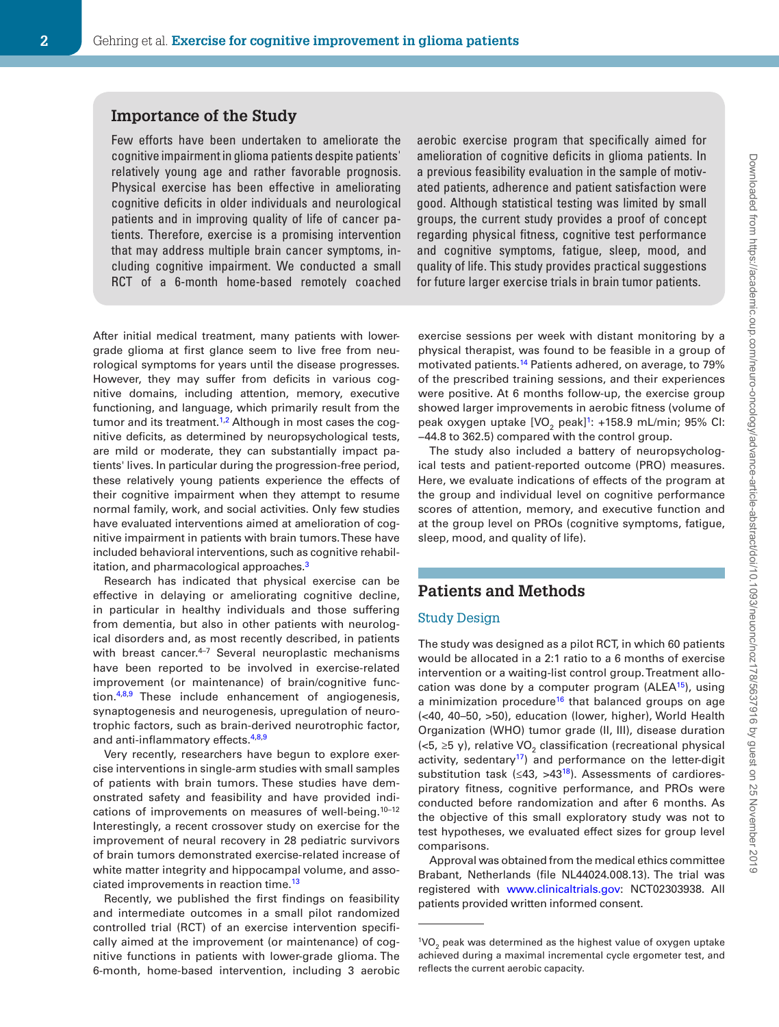## Importance of the Study

Few efforts have been undertaken to ameliorate the cognitive impairment in glioma patients despite patients' relatively young age and rather favorable prognosis. Physical exercise has been effective in ameliorating cognitive deficits in older individuals and neurological patients and in improving quality of life of cancer patients. Therefore, exercise is a promising intervention that may address multiple brain cancer symptoms, including cognitive impairment. We conducted a small RCT of a 6-month home-based remotely coached aerobic exercise program that specifically aimed for amelioration of cognitive deficits in glioma patients. In a previous feasibility evaluation in the sample of motivated patients, adherence and patient satisfaction were good. Although statistical testing was limited by small groups, the current study provides a proof of concept regarding physical fitness, cognitive test performance and cognitive symptoms, fatigue, sleep, mood, and quality of life. This study provides practical suggestions for future larger exercise trials in brain tumor patients.

After initial medical treatment, many patients with lower-grade glioma at first glance seem to live free from neurological symptoms for years until the disease progresses. However, they may suffer from deficits in various cognitive domains, including attention, memory, executive functioning, and language, which primarily result from the tumor and its treatment.[1,2] Although in most cases the cognitive deficits, as determined by neuropsychological tests, are mild or moderate, they can substantially impact patients' lives. In particular during the progression-free period, these relatively young patients experience the effects of their cognitive impairment when they attempt to resume normal family, work, and social activities. Only few studies have evaluated interventions aimed at amelioration of cognitive impairment in patients with brain tumors. These have included behavioral interventions, such as cognitive rehabilitation, and pharmacological approaches.[3]

Research has indicated that physical exercise can be effective in delaying or ameliorating cognitive decline, in particular in healthy individuals and those suffering from dementia, but also in other patients with neurological disorders and, as most recently described, in patients with breast cancer.[4–7] Several neuroplastic mechanisms have been reported to be involved in exercise-related improvement (or maintenance) of brain/cognitive function.[4,8,9] These include enhancement of angiogenesis, synaptogenesis and neurogenesis, upregulation of neurotrophic factors, such as brain-derived neurotrophic factor, and anti-inflammatory effects.[4,8,9]

Very recently, researchers have begun to explore exercise interventions in single-arm studies with small samples of patients with brain tumors. These studies have demonstrated safety and feasibility and have provided indications of improvements on measures of well-being.[10–12] Interestingly, a recent crossover study on exercise for the improvement of neural recovery in 28 pediatric survivors of brain tumors demonstrated exercise-related increase of white matter integrity and hippocampal volume, and associated improvements in reaction time.[13]

Recently, we published the first findings on feasibility and intermediate outcomes in a small pilot randomized controlled trial (RCT) of an exercise intervention specifically aimed at the improvement (or maintenance) of cognitive functions in patients with lower-grade glioma. The 6-month, home-based intervention, including 3 aerobic exercise sessions per week with distant monitoring by a physical therapist, was found to be feasible in a group of motivated patients.[14] Patients adhered, on average, to 79% of the prescribed training sessions, and their experiences were positive. At 6 months follow-up, the exercise group showed larger improvements in aerobic fitness (volume of peak oxygen uptake [$VO_2$ peak][1]: +158.9 mL/min; 95% CI: −44.8 to 362.5) compared with the control group.

The study also included a battery of neuropsychological tests and patient-reported outcome (PRO) measures. Here, we evaluate indications of effects of the program at the group and individual level on cognitive performance scores of attention, memory, and executive function and at the group level on PROs (cognitive symptoms, fatigue, sleep, mood, and quality of life).

## Patients and Methods

### Study Design

The study was designed as a pilot RCT, in which 60 patients would be allocated in a 2:1 ratio to a 6 months of exercise intervention or a waiting-list control group. Treatment allocation was done by a computer program (ALEA[15]), using a minimization procedure[16] that balanced groups on age (<40, 40–50, >50), education (lower, higher), World Health Organization (WHO) tumor grade (II, III), disease duration (<5, ≥5 y), relative $VO_2$ classification (recreational physical activity, sedentary[17]) and performance on the letter-digit substitution task (≤43, >43[18]). Assessments of cardiorespiratory fitness, cognitive performance, and PROs were conducted before randomization and after 6 months. As the objective of this small exploratory study was not to test hypotheses, we evaluated effect sizes for group level comparisons.

Approval was obtained from the medical ethics committee Brabant, Netherlands (file NL44024.008.13). The trial was registered with www.clinicaltrials.gov: NCT02303938. All patients provided written informed consent.

---

[1] $VO_2$ peak was determined as the highest value of oxygen uptake achieved during a maximal incremental cycle ergometer test, and reflects the current aerobic capacity.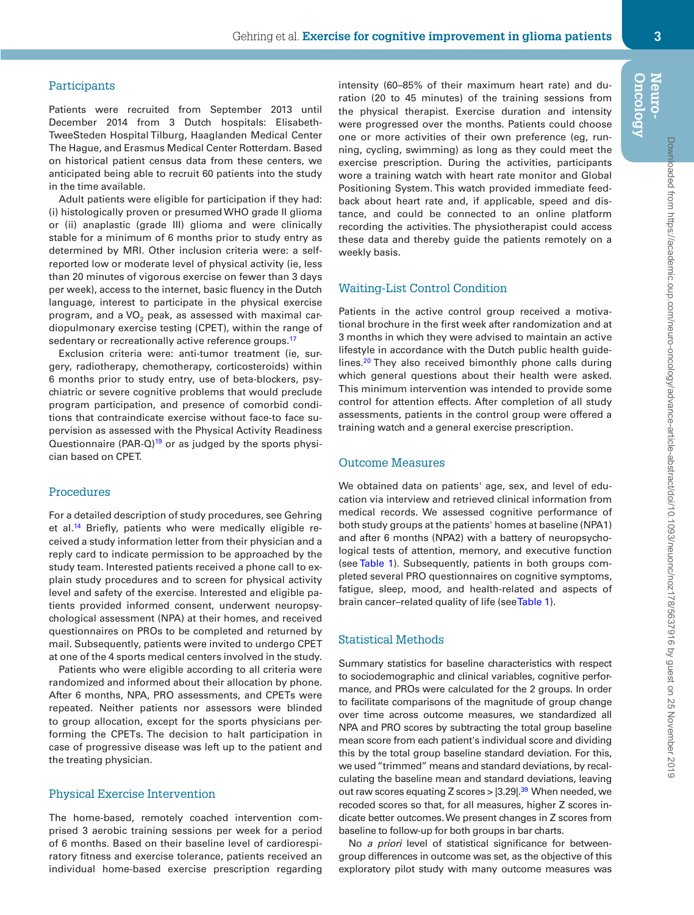## Participants

Patients were recruited from September 2013 until December 2014 from 3 Dutch hospitals: Elisabeth-TweeSteden Hospital Tilburg, Haaglanden Medical Center The Hague, and Erasmus Medical Center Rotterdam. Based on historical patient census data from these centers, we anticipated being able to recruit 60 patients into the study in the time available.

Adult patients were eligible for participation if they had: (i) histologically proven or presumed WHO grade II glioma or (ii) anaplastic (grade III) glioma and were clinically stable for a minimum of 6 months prior to study entry as determined by MRI. Other inclusion criteria were: a self-reported low or moderate level of physical activity (ie, less than 20 minutes of vigorous exercise on fewer than 3 days per week), access to the internet, basic fluency in the Dutch language, interest to participate in the physical exercise program, and a $VO_2$ peak, as assessed with maximal cardiopulmonary exercise testing (CPET), within the range of sedentary or recreationally active reference groups.[17]

Exclusion criteria were: anti-tumor treatment (ie, surgery, radiotherapy, chemotherapy, corticosteroids) within 6 months prior to study entry, use of beta-blockers, psychiatric or severe cognitive problems that would preclude program participation, and presence of comorbid conditions that contraindicate exercise without face-to face supervision as assessed with the Physical Activity Readiness Questionnaire (PAR-Q)[19] or as judged by the sports physician based on CPET.

## Procedures

For a detailed description of study procedures, see Gehring et al.[14] Briefly, patients who were medically eligible received a study information letter from their physician and a reply card to indicate permission to be approached by the study team. Interested patients received a phone call to explain study procedures and to screen for physical activity level and safety of the exercise. Interested and eligible patients provided informed consent, underwent neuropsychological assessment (NPA) at their homes, and received questionnaires on PROs to be completed and returned by mail. Subsequently, patients were invited to undergo CPET at one of the 4 sports medical centers involved in the study.

Patients who were eligible according to all criteria were randomized and informed about their allocation by phone. After 6 months, NPA, PRO assessments, and CPETs were repeated. Neither patients nor assessors were blinded to group allocation, except for the sports physicians performing the CPETs. The decision to halt participation in case of progressive disease was left up to the patient and the treating physician.

## Physical Exercise Intervention

The home-based, remotely coached intervention comprised 3 aerobic training sessions per week for a period of 6 months. Based on their baseline level of cardiorespiratory fitness and exercise tolerance, patients received an individual home-based exercise prescription regarding intensity (60–85% of their maximum heart rate) and duration (20 to 45 minutes) of the training sessions from the physical therapist. Exercise duration and intensity were progressed over the months. Patients could choose one or more activities of their own preference (eg, running, cycling, swimming) as long as they could meet the exercise prescription. During the activities, participants wore a training watch with heart rate monitor and Global Positioning System. This watch provided immediate feedback about heart rate and, if applicable, speed and distance, and could be connected to an online platform recording the activities. The physiotherapist could access these data and thereby guide the patients remotely on a weekly basis.

## Waiting-List Control Condition

Patients in the active control group received a motivational brochure in the first week after randomization and at 3 months in which they were advised to maintain an active lifestyle in accordance with the Dutch public health guidelines.[20] They also received bimonthly phone calls during which general questions about their health were asked. This minimum intervention was intended to provide some control for attention effects. After completion of all study assessments, patients in the control group were offered a training watch and a general exercise prescription.

## Outcome Measures

We obtained data on patients' age, sex, and level of education via interview and retrieved clinical information from medical records. We assessed cognitive performance of both study groups at the patients' homes at baseline (NPA1) and after 6 months (NPA2) with a battery of neuropsychological tests of attention, memory, and executive function (see Table 1). Subsequently, patients in both groups completed several PRO questionnaires on cognitive symptoms, fatigue, sleep, mood, and health-related and aspects of brain cancer–related quality of life (see Table 1).

## Statistical Methods

Summary statistics for baseline characteristics with respect to sociodemographic and clinical variables, cognitive performance, and PROs were calculated for the 2 groups. In order to facilitate comparisons of the magnitude of group change over time across outcome measures, we standardized all NPA and PRO scores by subtracting the total group baseline mean score from each patient's individual score and dividing this by the total group baseline standard deviation. For this, we used "trimmed" means and standard deviations, by recalculating the baseline mean and standard deviations, leaving out raw scores equating Z scores > $|3.29|$.[39] When needed, we recoded scores so that, for all measures, higher Z scores indicate better outcomes. We present changes in Z scores from baseline to follow-up for both groups in bar charts.

No *a priori* level of statistical significance for between-group differences in outcome was set, as the objective of this exploratory pilot study with many outcome measures was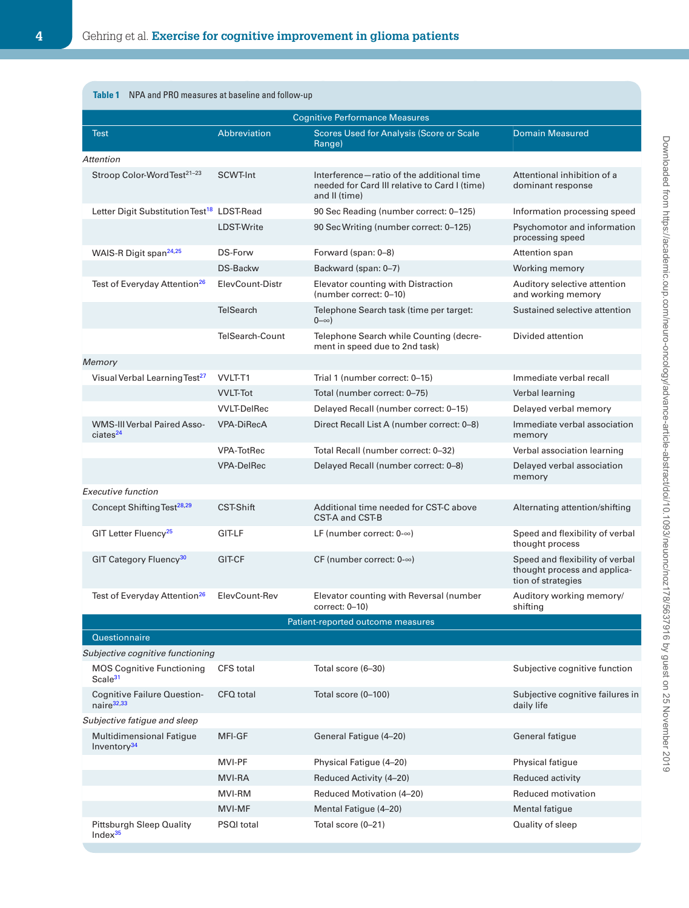**Table 1** NPA and PRO measures at baseline and follow-up

| Cognitive Performance Measures | | | |
|---|---|---|---|
| **Test** | **Abbreviation** | **Scores Used for Analysis (Score or Scale Range)** | **Domain Measured** |
| *Attention* | | | |
| Stroop Color-Word Test[21–23] | SCWT-Int | Interference—ratio of the additional time needed for Card III relative to Card I (time) and II (time) | Attentional inhibition of a dominant response |
| Letter Digit Substitution Test[18] | LDST-Read | 90 Sec Reading (number correct: 0–125) | Information processing speed |
| | LDST-Write | 90 Sec Writing (number correct: 0–125) | Psychomotor and information processing speed |
| WAIS-R Digit span[24,25] | DS-Forw | Forward (span: 0–8) | Attention span |
| | DS-Backw | Backward (span: 0–7) | Working memory |
| Test of Everyday Attention[26] | ElevCount-Distr | Elevator counting with Distraction (number correct: 0–10) | Auditory selective attention and working memory |
| | TelSearch | Telephone Search task (time per target: 0–∞) | Sustained selective attention |
| | TelSearch-Count | Telephone Search while Counting (decrement in speed due to 2nd task) | Divided attention |
| *Memory* | | | |
| Visual Verbal Learning Test[27] | VVLT-T1 | Trial 1 (number correct: 0–15) | Immediate verbal recall |
| | VVLT-Tot | Total (number correct: 0–75) | Verbal learning |
| | VVLT-DelRec | Delayed Recall (number correct: 0–15) | Delayed verbal memory |
| WMS-III Verbal Paired Associates[24] | VPA-DiRecA | Direct Recall List A (number correct: 0–8) | Immediate verbal association memory |
| | VPA-TotRec | Total Recall (number correct: 0–32) | Verbal association learning |
| | VPA-DelRec | Delayed Recall (number correct: 0–8) | Delayed verbal association memory |
| *Executive function* | | | |
| Concept Shifting Test[28,29] | CST-Shift | Additional time needed for CST-C above CST-A and CST-B | Alternating attention/shifting |
| GIT Letter Fluency[25] | GIT-LF | LF (number correct: 0-∞) | Speed and flexibility of verbal thought process |
| GIT Category Fluency[30] | GIT-CF | CF (number correct: 0-∞) | Speed and flexibility of verbal thought process and application of strategies |
| Test of Everyday Attention[26] | ElevCount-Rev | Elevator counting with Reversal (number correct: 0–10) | Auditory working memory/shifting |
| **Patient-reported outcome measures** | | | |
| **Questionnaire** | | | |
| *Subjective cognitive functioning* | | | |
| MOS Cognitive Functioning Scale[31] | CFS total | Total score (6–30) | Subjective cognitive function |
| Cognitive Failure Questionnaire[32,33] | CFQ total | Total score (0–100) | Subjective cognitive failures in daily life |
| *Subjective fatigue and sleep* | | | |
| Multidimensional Fatigue Inventory[34] | MFI-GF | General Fatigue (4–20) | General fatigue |
| | MVI-PF | Physical Fatigue (4–20) | Physical fatigue |
| | MVI-RA | Reduced Activity (4–20) | Reduced activity |
| | MVI-RM | Reduced Motivation (4–20) | Reduced motivation |
| | MVI-MF | Mental Fatigue (4–20) | Mental fatigue |
| Pittsburgh Sleep Quality Index[35] | PSQI total | Total score (0–21) | Quality of sleep |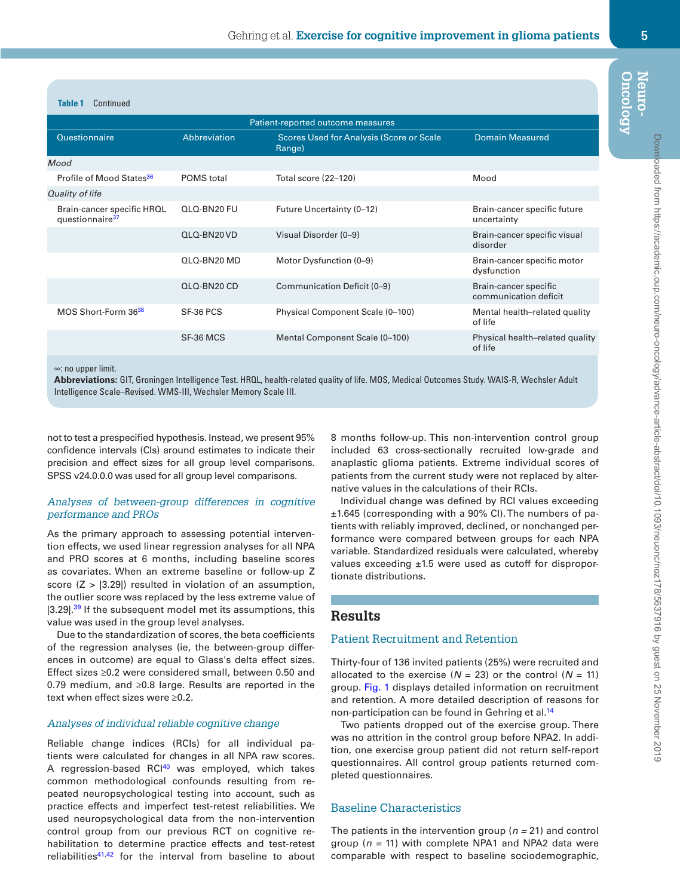**Table 1** Continued

| Questionnaire | Abbreviation | Scores Used for Analysis (Score or Scale Range) | Domain Measured |
|---|---|---|---|
| *Patient-reported outcome measures* | | | |
| *Mood* | | | |
| Profile of Mood States[36] | POMS total | Total score (22–120) | Mood |
| *Quality of life* | | | |
| Brain-cancer specific HRQL questionnaire[37] | QLQ-BN20 FU | Future Uncertainty (0–12) | Brain-cancer specific future uncertainty |
| | QLQ-BN20 VD | Visual Disorder (0–9) | Brain-cancer specific visual disorder |
| | QLQ-BN20 MD | Motor Dysfunction (0–9) | Brain-cancer specific motor dysfunction |
| | QLQ-BN20 CD | Communication Deficit (0–9) | Brain-cancer specific communication deficit |
| MOS Short-Form 36[38] | SF-36 PCS | Physical Component Scale (0–100) | Mental health–related quality of life |
| | SF-36 MCS | Mental Component Scale (0–100) | Physical health–related quality of life |

∞: no upper limit.
**Abbreviations:** GIT, Groningen Intelligence Test. HRQL, health-related quality of life. MOS, Medical Outcomes Study. WAIS-R, Wechsler Adult Intelligence Scale–Revised. WMS-III, Wechsler Memory Scale III.

not to test a prespecified hypothesis. Instead, we present 95% confidence intervals (CIs) around estimates to indicate their precision and effect sizes for all group level comparisons. SPSS v24.0.0.0 was used for all group level comparisons.

### *Analyses of between-group differences in cognitive performance and PROs*

As the primary approach to assessing potential intervention effects, we used linear regression analyses for all NPA and PRO scores at 6 months, including baseline scores as covariates. When an extreme baseline or follow-up Z score ($Z > |3.29|$) resulted in violation of an assumption, the outlier score was replaced by the less extreme value of $|3.29|$.[39] If the subsequent model met its assumptions, this value was used in the group level analyses.

Due to the standardization of scores, the beta coefficients of the regression analyses (ie, the between-group differences in outcome) are equal to Glass's delta effect sizes. Effect sizes ≥0.2 were considered small, between 0.50 and 0.79 medium, and ≥0.8 large. Results are reported in the text when effect sizes were ≥0.2.

### *Analyses of individual reliable cognitive change*

Reliable change indices (RCIs) for all individual patients were calculated for changes in all NPA raw scores. A regression-based RCI[40] was employed, which takes common methodological confounds resulting from repeated neuropsychological testing into account, such as practice effects and imperfect test-retest reliabilities. We used neuropsychological data from the non-intervention control group from our previous RCT on cognitive rehabilitation to determine practice effects and test-retest reliabilities[41,42] for the interval from baseline to about 8 months follow-up. This non-intervention control group included 63 cross-sectionally recruited low-grade and anaplastic glioma patients. Extreme individual scores of patients from the current study were not replaced by alternative values in the calculations of their RCIs.

Individual change was defined by RCI values exceeding ±1.645 (corresponding with a 90% CI). The numbers of patients with reliably improved, declined, or nonchanged performance were compared between groups for each NPA variable. Standardized residuals were calculated, whereby values exceeding ±1.5 were used as cutoff for disproportionate distributions.

## Results

### Patient Recruitment and Retention

Thirty-four of 136 invited patients (25%) were recruited and allocated to the exercise ($N$ = 23) or the control ($N$ = 11) group. Fig. 1 displays detailed information on recruitment and retention. A more detailed description of reasons for non-participation can be found in Gehring et al.[14]

Two patients dropped out of the exercise group. There was no attrition in the control group before NPA2. In addition, one exercise group patient did not return self-report questionnaires. All control group patients returned completed questionnaires.

### Baseline Characteristics

The patients in the intervention group ($n$ = 21) and control group ($n$ = 11) with complete NPA1 and NPA2 data were comparable with respect to baseline sociodemographic,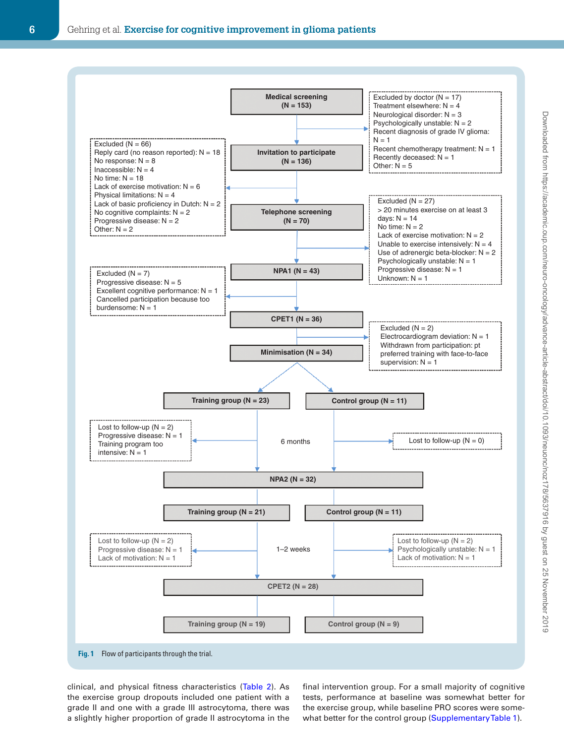Medical screening (N = 153)

Excluded by doctor (N = 17)
Treatment elsewhere: N = 4
Neurological disorder: N = 3
Psychologically unstable: N = 2
Recent diagnosis of grade IV glioma: N = 1
Recent chemotherapy treatment: N = 1
Recently deceased: N = 1
Other: N = 5

Invitation to participate (N = 136)

Excluded (N = 66)
Reply card (no reason reported): N = 18
No response: N = 8
Inaccessible: N = 4
No time: N = 18
Lack of exercise motivation: N = 6
Physical limitations: N = 4
Lack of basic proficiency in Dutch: N = 2
No cognitive complaints: N = 2
Progressive disease: N = 2
Other: N = 2

Telephone screening (N = 70)

Excluded (N = 27)
> 20 minutes exercise on at least 3 days: N = 14
No time: N = 2
Lack of exercise motivation: N = 2
Unable to exercise intensively: N = 4
Use of adrenergic beta-blocker: N = 2
Psychologically unstable: N = 1
Progressive disease: N = 1
Unknown: N = 1

NPA1 (N = 43)

Excluded (N = 7)
Progressive disease: N = 5
Excellent cognitive performance: N = 1
Cancelled participation because too burdensome: N = 1

CPET1 (N = 36)

Excluded (N = 2)
Electrocardiogram deviation: N = 1
Withdrawn from participation: pt preferred training with face-to-face supervision: N = 1

Minimisation (N = 34)

Training group (N = 23) | Control group (N = 11)

6 months

Lost to follow-up (N = 2)
Progressive disease: N = 1
Training program too intensive: N = 1

Lost to follow-up (N = 0)

NPA2 (N = 32)

Training group (N = 21) | Control group (N = 11)

1–2 weeks

Lost to follow-up (N = 2)
Progressive disease: N = 1
Lack of motivation: N = 1

Lost to follow-up (N = 2)
Psychologically unstable: N = 1
Lack of motivation: N = 1

CPET2 (N = 28)

Training group (N = 19) | Control group (N = 9)

**Fig. 1** Flow of participants through the trial.

clinical, and physical fitness characteristics (Table 2). As the exercise group dropouts included one patient with a grade II and one with a grade III astrocytoma, there was a slightly higher proportion of grade II astrocytoma in the final intervention group. For a small majority of cognitive tests, performance at baseline was somewhat better for the exercise group, while baseline PRO scores were somewhat better for the control group (Supplementary Table 1).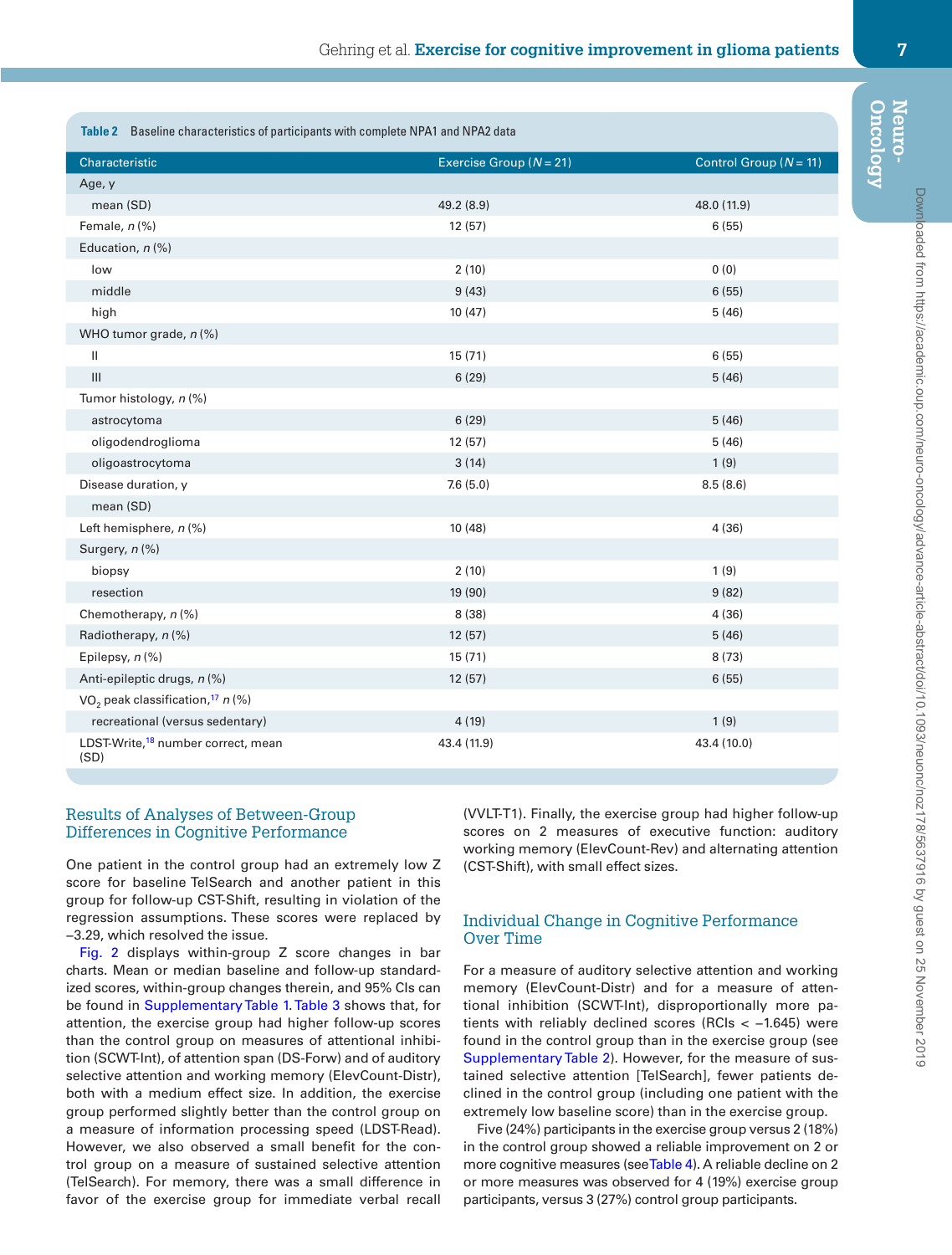**Table 2** Baseline characteristics of participants with complete NPA1 and NPA2 data

| Characteristic | Exercise Group (*N* = 21) | Control Group (*N* = 11) |
|---|---|---|
| Age, y | | |
| mean (SD) | 49.2 (8.9) | 48.0 (11.9) |
| Female, *n* (%) | 12 (57) | 6 (55) |
| Education, *n* (%) | | |
| low | 2 (10) | 0 (0) |
| middle | 9 (43) | 6 (55) |
| high | 10 (47) | 5 (46) |
| WHO tumor grade, *n* (%) | | |
| II | 15 (71) | 6 (55) |
| III | 6 (29) | 5 (46) |
| Tumor histology, *n* (%) | | |
| astrocytoma | 6 (29) | 5 (46) |
| oligodendroglioma | 12 (57) | 5 (46) |
| oligoastrocytoma | 3 (14) | 1 (9) |
| Disease duration, y | 7.6 (5.0) | 8.5 (8.6) |
| mean (SD) | | |
| Left hemisphere, *n* (%) | 10 (48) | 4 (36) |
| Surgery, *n* (%) | | |
| biopsy | 2 (10) | 1 (9) |
| resection | 19 (90) | 9 (82) |
| Chemotherapy, *n* (%) | 8 (38) | 4 (36) |
| Radiotherapy, *n* (%) | 12 (57) | 5 (46) |
| Epilepsy, *n* (%) | 15 (71) | 8 (73) |
| Anti-epileptic drugs, *n* (%) | 12 (57) | 6 (55) |
| $VO_2$ peak classification,[17] *n* (%) | | |
| recreational (versus sedentary) | 4 (19) | 1 (9) |
| LDST-Write,[18] number correct, mean (SD) | 43.4 (11.9) | 43.4 (10.0) |

## Results of Analyses of Between-Group Differences in Cognitive Performance

One patient in the control group had an extremely low Z score for baseline TelSearch and another patient in this group for follow-up CST-Shift, resulting in violation of the regression assumptions. These scores were replaced by –3.29, which resolved the issue.

Fig. 2 displays within-group Z score changes in bar charts. Mean or median baseline and follow-up standardized scores, within-group changes therein, and 95% CIs can be found in Supplementary Table 1. Table 3 shows that, for attention, the exercise group had higher follow-up scores than the control group on measures of attentional inhibition (SCWT-Int), of attention span (DS-Forw) and of auditory selective attention and working memory (ElevCount-Distr), both with a medium effect size. In addition, the exercise group performed slightly better than the control group on a measure of information processing speed (LDST-Read). However, we also observed a small benefit for the control group on a measure of sustained selective attention (TelSearch). For memory, there was a small difference in favor of the exercise group for immediate verbal recall (VVLT-T1). Finally, the exercise group had higher follow-up scores on 2 measures of executive function: auditory working memory (ElevCount-Rev) and alternating attention (CST-Shift), with small effect sizes.

## Individual Change in Cognitive Performance Over Time

For a measure of auditory selective attention and working memory (ElevCount-Distr) and for a measure of attentional inhibition (SCWT-Int), disproportionally more patients with reliably declined scores (RCIs < –1.645) were found in the control group than in the exercise group (see Supplementary Table 2). However, for the measure of sustained selective attention [TelSearch], fewer patients declined in the control group (including one patient with the extremely low baseline score) than in the exercise group.

Five (24%) participants in the exercise group versus 2 (18%) in the control group showed a reliable improvement on 2 or more cognitive measures (see Table 4). A reliable decline on 2 or more measures was observed for 4 (19%) exercise group participants, versus 3 (27%) control group participants.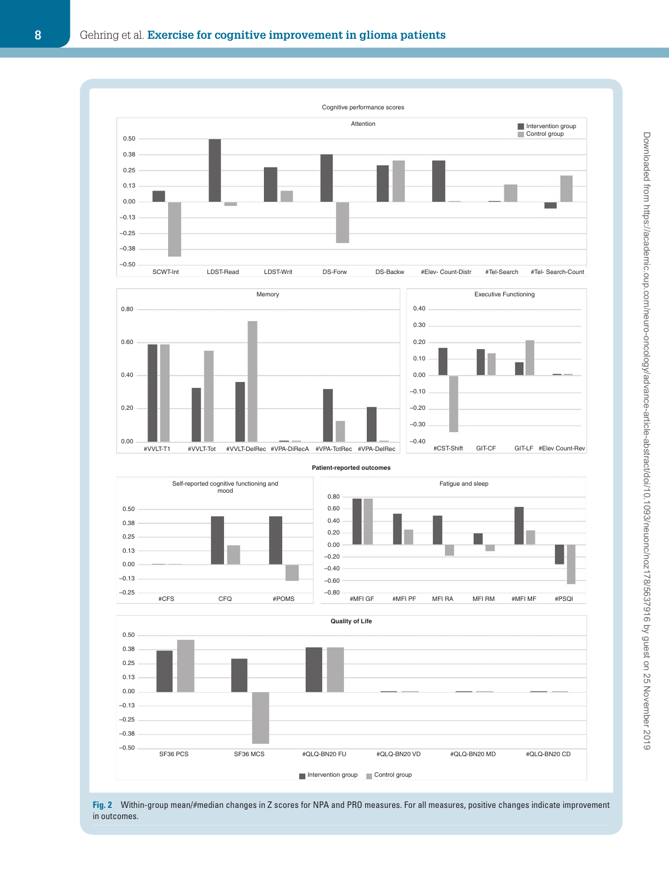Fig. 2 Within-group mean/#median changes in Z scores for NPA and PRO measures. For all measures, positive changes indicate improvement in outcomes.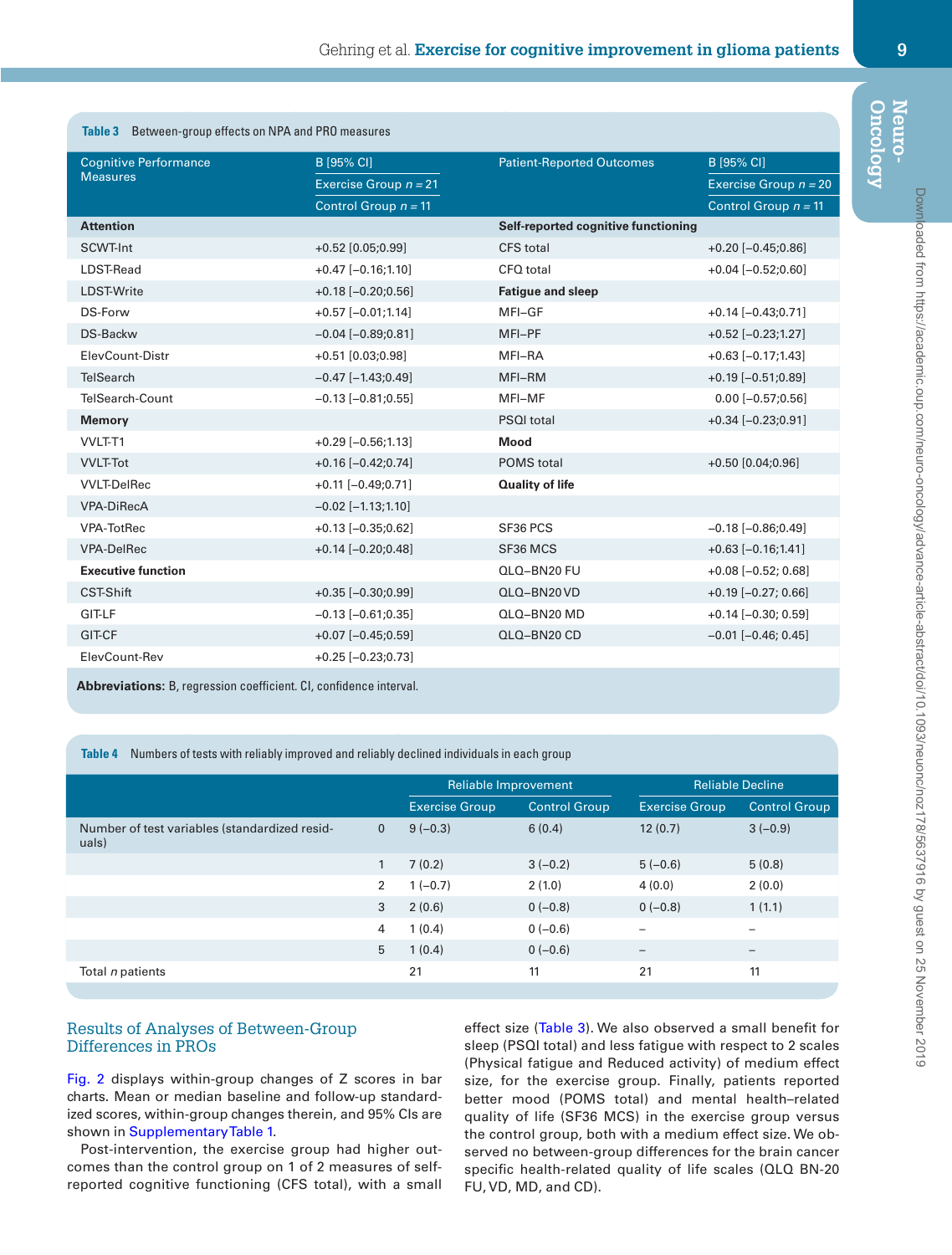**Table 3** Between-group effects on NPA and PRO measures

| Cognitive Performance Measures | B [95% CI] Exercise Group $n = 21$ Control Group $n = 11$ | Patient-Reported Outcomes | B [95% CI] Exercise Group $n = 20$ Control Group $n = 11$ |
|---|---|---|---|
| **Attention** | | **Self-reported cognitive functioning** | |
| SCWT-Int | +0.52 [0.05;0.99] | CFS total | +0.20 [−0.45;0.86] |
| LDST-Read | +0.47 [−0.16;1.10] | CFQ total | +0.04 [−0.52;0.60] |
| LDST-Write | +0.18 [−0.20;0.56] | **Fatigue and sleep** | |
| DS-Forw | +0.57 [−0.01;1.14] | MFI–GF | +0.14 [−0.43;0.71] |
| DS-Backw | −0.04 [−0.89;0.81] | MFI–PF | +0.52 [−0.23;1.27] |
| ElevCount-Distr | +0.51 [0.03;0.98] | MFI–RA | +0.63 [−0.17;1.43] |
| TelSearch | −0.47 [−1.43;0.49] | MFI–RM | +0.19 [−0.51;0.89] |
| TelSearch-Count | −0.13 [−0.81;0.55] | MFI–MF | 0.00 [−0.57;0.56] |
| **Memory** | | PSQI total | +0.34 [−0.23;0.91] |
| VVLT-T1 | +0.29 [−0.56;1.13] | **Mood** | |
| VVLT-Tot | +0.16 [−0.42;0.74] | POMS total | +0.50 [0.04;0.96] |
| VVLT-DelRec | +0.11 [−0.49;0.71] | **Quality of life** | |
| VPA-DiRecA | −0.02 [−1.13;1.10] | | |
| VPA-TotRec | +0.13 [−0.35;0.62] | SF36 PCS | −0.18 [−0.86;0.49] |
| VPA-DelRec | +0.14 [−0.20;0.48] | SF36 MCS | +0.63 [−0.16;1.41] |
| **Executive function** | | QLQ–BN20 FU | +0.08 [−0.52; 0.68] |
| CST-Shift | +0.35 [−0.30;0.99] | QLQ–BN20 VD | +0.19 [−0.27; 0.66] |
| GIT-LF | −0.13 [−0.61;0.35] | QLQ–BN20 MD | +0.14 [−0.30; 0.59] |
| GIT-CF | +0.07 [−0.45;0.59] | QLQ–BN20 CD | −0.01 [−0.46; 0.45] |
| ElevCount-Rev | +0.25 [−0.23;0.73] | | |

**Abbreviations:** B, regression coefficient. CI, confidence interval.

**Table 4** Numbers of tests with reliably improved and reliably declined individuals in each group

| | | Reliable Improvement | | Reliable Decline | |
|---|---|---|---|---|---|
| | | Exercise Group | Control Group | Exercise Group | Control Group |
| Number of test variables (standardized residuals) | 0 | 9 (−0.3) | 6 (0.4) | 12 (0.7) | 3 (−0.9) |
| | 1 | 7 (0.2) | 3 (−0.2) | 5 (−0.6) | 5 (0.8) |
| | 2 | 1 (−0.7) | 2 (1.0) | 4 (0.0) | 2 (0.0) |
| | 3 | 2 (0.6) | 0 (−0.8) | 0 (−0.8) | 1 (1.1) |
| | 4 | 1 (0.4) | 0 (−0.6) | – | – |
| | 5 | 1 (0.4) | 0 (−0.6) | – | – |
| Total *n* patients | | 21 | 11 | 21 | 11 |

## Results of Analyses of Between-Group Differences in PROs

Fig. 2 displays within-group changes of Z scores in bar charts. Mean or median baseline and follow-up standardized scores, within-group changes therein, and 95% CIs are shown in Supplementary Table 1.

Post-intervention, the exercise group had higher outcomes than the control group on 1 of 2 measures of self-reported cognitive functioning (CFS total), with a small effect size (Table 3). We also observed a small benefit for sleep (PSQI total) and less fatigue with respect to 2 scales (Physical fatigue and Reduced activity) of medium effect size, for the exercise group. Finally, patients reported better mood (POMS total) and mental health–related quality of life (SF36 MCS) in the exercise group versus the control group, both with a medium effect size. We observed no between-group differences for the brain cancer specific health-related quality of life scales (QLQ BN-20 FU, VD, MD, and CD).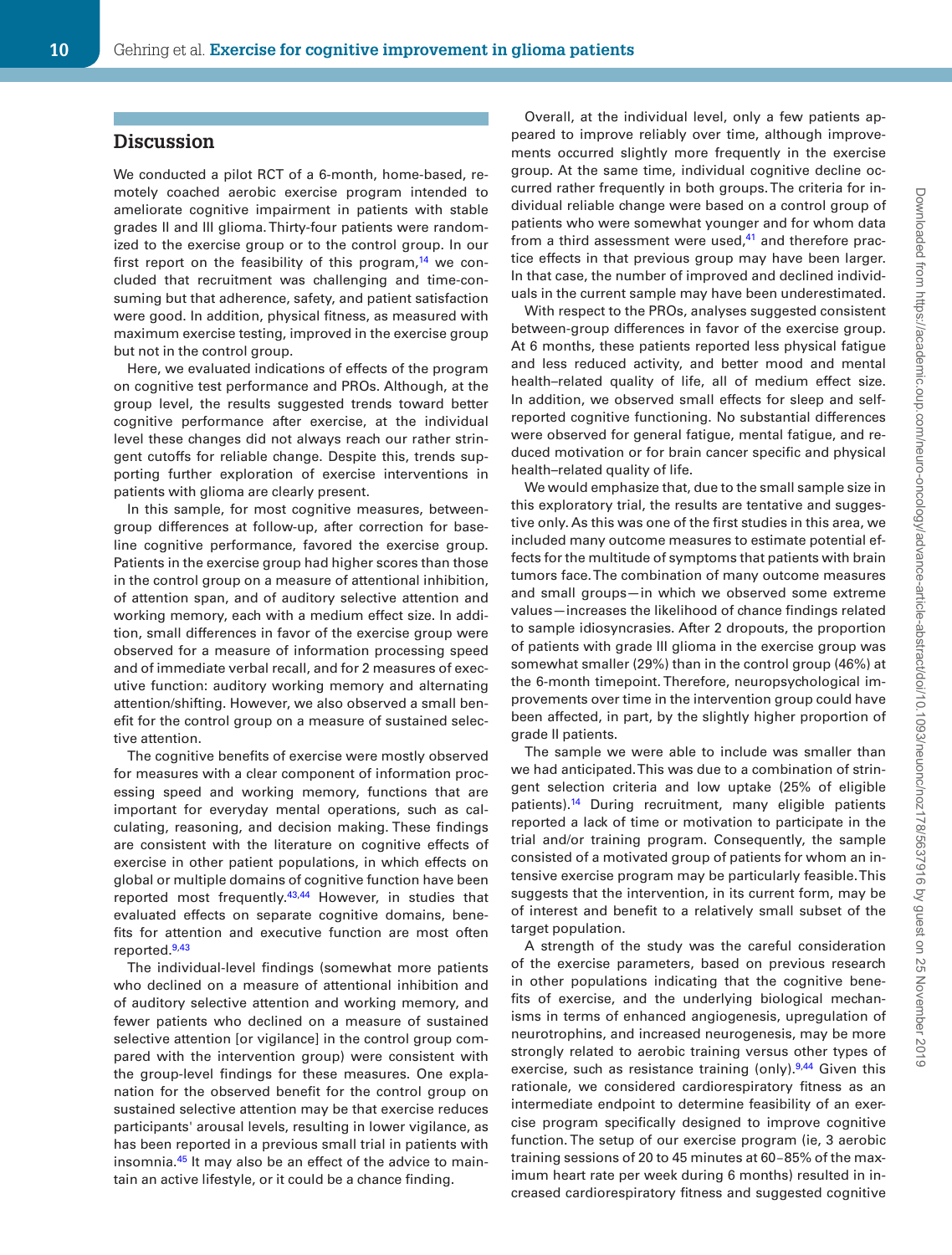## Discussion

We conducted a pilot RCT of a 6-month, home-based, remotely coached aerobic exercise program intended to ameliorate cognitive impairment in patients with stable grades II and III glioma. Thirty-four patients were randomized to the exercise group or to the control group. In our first report on the feasibility of this program,[14] we concluded that recruitment was challenging and time-consuming but that adherence, safety, and patient satisfaction were good. In addition, physical fitness, as measured with maximum exercise testing, improved in the exercise group but not in the control group.

Here, we evaluated indications of effects of the program on cognitive test performance and PROs. Although, at the group level, the results suggested trends toward better cognitive performance after exercise, at the individual level these changes did not always reach our rather stringent cutoffs for reliable change. Despite this, trends supporting further exploration of exercise interventions in patients with glioma are clearly present.

In this sample, for most cognitive measures, between-group differences at follow-up, after correction for baseline cognitive performance, favored the exercise group. Patients in the exercise group had higher scores than those in the control group on a measure of attentional inhibition, of attention span, and of auditory selective attention and working memory, each with a medium effect size. In addition, small differences in favor of the exercise group were observed for a measure of information processing speed and of immediate verbal recall, and for 2 measures of executive function: auditory working memory and alternating attention/shifting. However, we also observed a small benefit for the control group on a measure of sustained selective attention.

The cognitive benefits of exercise were mostly observed for measures with a clear component of information processing speed and working memory, functions that are important for everyday mental operations, such as calculating, reasoning, and decision making. These findings are consistent with the literature on cognitive effects of exercise in other patient populations, in which effects on global or multiple domains of cognitive function have been reported most frequently.[43,44] However, in studies that evaluated effects on separate cognitive domains, benefits for attention and executive function are most often reported.[9,43]

The individual-level findings (somewhat more patients who declined on a measure of attentional inhibition and of auditory selective attention and working memory, and fewer patients who declined on a measure of sustained selective attention [or vigilance] in the control group compared with the intervention group) were consistent with the group-level findings for these measures. One explanation for the observed benefit for the control group on sustained selective attention may be that exercise reduces participants' arousal levels, resulting in lower vigilance, as has been reported in a previous small trial in patients with insomnia.[45] It may also be an effect of the advice to maintain an active lifestyle, or it could be a chance finding.

Overall, at the individual level, only a few patients appeared to improve reliably over time, although improvements occurred slightly more frequently in the exercise group. At the same time, individual cognitive decline occurred rather frequently in both groups. The criteria for individual reliable change were based on a control group of patients who were somewhat younger and for whom data from a third assessment were used,[41] and therefore practice effects in that previous group may have been larger. In that case, the number of improved and declined individuals in the current sample may have been underestimated.

With respect to the PROs, analyses suggested consistent between-group differences in favor of the exercise group. At 6 months, these patients reported less physical fatigue and less reduced activity, and better mood and mental health–related quality of life, all of medium effect size. In addition, we observed small effects for sleep and self-reported cognitive functioning. No substantial differences were observed for general fatigue, mental fatigue, and reduced motivation or for brain cancer specific and physical health–related quality of life.

We would emphasize that, due to the small sample size in this exploratory trial, the results are tentative and suggestive only. As this was one of the first studies in this area, we included many outcome measures to estimate potential effects for the multitude of symptoms that patients with brain tumors face. The combination of many outcome measures and small groups—in which we observed some extreme values—increases the likelihood of chance findings related to sample idiosyncrasies. After 2 dropouts, the proportion of patients with grade III glioma in the exercise group was somewhat smaller (29%) than in the control group (46%) at the 6-month timepoint. Therefore, neuropsychological improvements over time in the intervention group could have been affected, in part, by the slightly higher proportion of grade II patients.

The sample we were able to include was smaller than we had anticipated. This was due to a combination of stringent selection criteria and low uptake (25% of eligible patients).[14] During recruitment, many eligible patients reported a lack of time or motivation to participate in the trial and/or training program. Consequently, the sample consisted of a motivated group of patients for whom an intensive exercise program may be particularly feasible. This suggests that the intervention, in its current form, may be of interest and benefit to a relatively small subset of the target population.

A strength of the study was the careful consideration of the exercise parameters, based on previous research in other populations indicating that the cognitive benefits of exercise, and the underlying biological mechanisms in terms of enhanced angiogenesis, upregulation of neurotrophins, and increased neurogenesis, may be more strongly related to aerobic training versus other types of exercise, such as resistance training (only).[9,44] Given this rationale, we considered cardiorespiratory fitness as an intermediate endpoint to determine feasibility of an exercise program specifically designed to improve cognitive function. The setup of our exercise program (ie, 3 aerobic training sessions of 20 to 45 minutes at 60–85% of the maximum heart rate per week during 6 months) resulted in increased cardiorespiratory fitness and suggested cognitive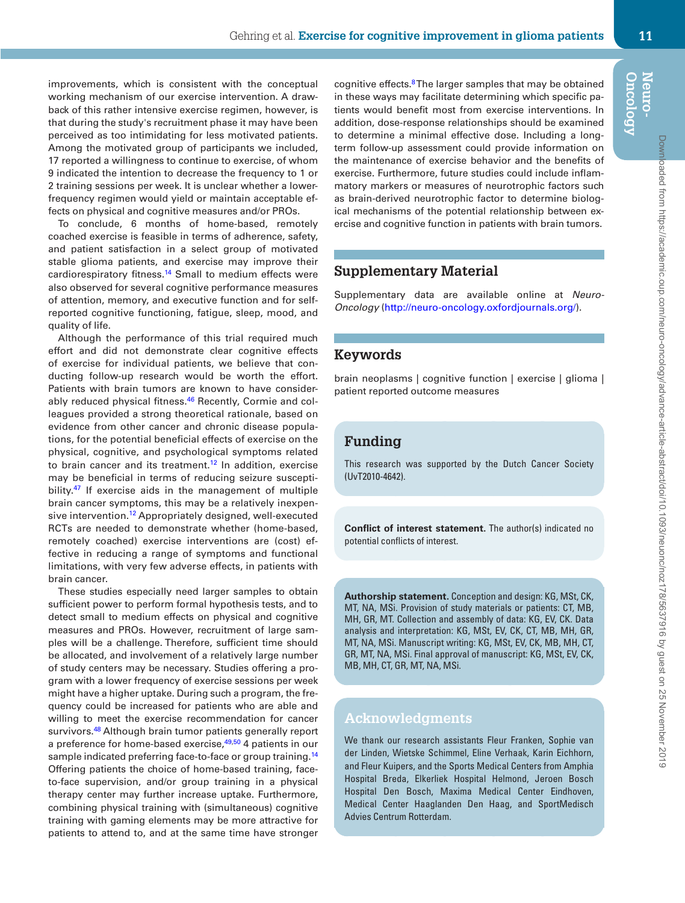improvements, which is consistent with the conceptual working mechanism of our exercise intervention. A drawback of this rather intensive exercise regimen, however, is that during the study's recruitment phase it may have been perceived as too intimidating for less motivated patients. Among the motivated group of participants we included, 17 reported a willingness to continue to exercise, of whom 9 indicated the intention to decrease the frequency to 1 or 2 training sessions per week. It is unclear whether a lower-frequency regimen would yield or maintain acceptable effects on physical and cognitive measures and/or PROs.

To conclude, 6 months of home-based, remotely coached exercise is feasible in terms of adherence, safety, and patient satisfaction in a select group of motivated stable glioma patients, and exercise may improve their cardiorespiratory fitness.[14] Small to medium effects were also observed for several cognitive performance measures of attention, memory, and executive function and for self-reported cognitive functioning, fatigue, sleep, mood, and quality of life.

Although the performance of this trial required much effort and did not demonstrate clear cognitive effects of exercise for individual patients, we believe that conducting follow-up research would be worth the effort. Patients with brain tumors are known to have considerably reduced physical fitness.[46] Recently, Cormie and colleagues provided a strong theoretical rationale, based on evidence from other cancer and chronic disease populations, for the potential beneficial effects of exercise on the physical, cognitive, and psychological symptoms related to brain cancer and its treatment.[12] In addition, exercise may be beneficial in terms of reducing seizure susceptibility.[47] If exercise aids in the management of multiple brain cancer symptoms, this may be a relatively inexpensive intervention.[12] Appropriately designed, well-executed RCTs are needed to demonstrate whether (home-based, remotely coached) exercise interventions are (cost) effective in reducing a range of symptoms and functional limitations, with very few adverse effects, in patients with brain cancer.

These studies especially need larger samples to obtain sufficient power to perform formal hypothesis tests, and to detect small to medium effects on physical and cognitive measures and PROs. However, recruitment of large samples will be a challenge. Therefore, sufficient time should be allocated, and involvement of a relatively large number of study centers may be necessary. Studies offering a program with a lower frequency of exercise sessions per week might have a higher uptake. During such a program, the frequency could be increased for patients who are able and willing to meet the exercise recommendation for cancer survivors.[48] Although brain tumor patients generally report a preference for home-based exercise,[49,50] 4 patients in our sample indicated preferring face-to-face or group training.[14] Offering patients the choice of home-based training, face-to-face supervision, and/or group training in a physical therapy center may further increase uptake. Furthermore, combining physical training with (simultaneous) cognitive training with gaming elements may be more attractive for patients to attend to, and at the same time have stronger cognitive effects.[8] The larger samples that may be obtained in these ways may facilitate determining which specific patients would benefit most from exercise interventions. In addition, dose-response relationships should be examined to determine a minimal effective dose. Including a long-term follow-up assessment could provide information on the maintenance of exercise behavior and the benefits of exercise. Furthermore, future studies could include inflammatory markers or measures of neurotrophic factors such as brain-derived neurotrophic factor to determine biological mechanisms of the potential relationship between exercise and cognitive function in patients with brain tumors.

## Supplementary Material

Supplementary data are available online at *Neuro-Oncology* (http://neuro-oncology.oxfordjournals.org/).

## Keywords

brain neoplasms | cognitive function | exercise | glioma | patient reported outcome measures

## Funding

This research was supported by the Dutch Cancer Society (UvT2010-4642).

**Conflict of interest statement.** The author(s) indicated no potential conflicts of interest.

**Authorship statement.** Conception and design: KG, MSt, CK, MT, NA, MSi. Provision of study materials or patients: CT, MB, MH, GR, MT. Collection and assembly of data: KG, EV, CK. Data analysis and interpretation: KG, MSt, EV, CK, CT, MB, MH, GR, MT, NA, MSi. Manuscript writing: KG, MSt, EV, CK, MB, MH, CT, GR, MT, NA, MSi. Final approval of manuscript: KG, MSt, EV, CK, MB, MH, CT, GR, MT, NA, MSi.

## Acknowledgments

We thank our research assistants Fleur Franken, Sophie van der Linden, Wietske Schimmel, Eline Verhaak, Karin Eichhorn, and Fleur Kuipers, and the Sports Medical Centers from Amphia Hospital Breda, Elkerliek Hospital Helmond, Jeroen Bosch Hospital Den Bosch, Maxima Medical Center Eindhoven, Medical Center Haaglanden Den Haag, and SportMedisch Advies Centrum Rotterdam.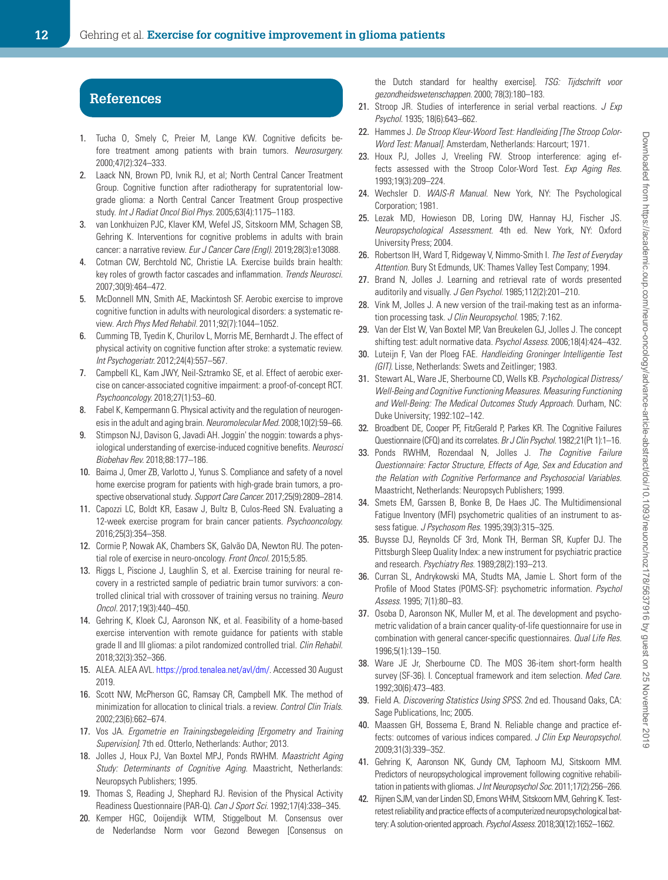## References

1. Tucha O, Smely C, Preier M, Lange KW. Cognitive deficits before treatment among patients with brain tumors. *Neurosurgery.* 2000;47(2):324–333.
2. Laack NN, Brown PD, Ivnik RJ, et al; North Central Cancer Treatment Group. Cognitive function after radiotherapy for supratentorial low-grade glioma: a North Central Cancer Treatment Group prospective study. *Int J Radiat Oncol Biol Phys.* 2005;63(4):1175–1183.
3. van Lonkhuizen PJC, Klaver KM, Wefel JS, Sitskoorn MM, Schagen SB, Gehring K. Interventions for cognitive problems in adults with brain cancer: a narrative review. *Eur J Cancer Care (Engl).* 2019;28(3):e13088.
4. Cotman CW, Berchtold NC, Christie LA. Exercise builds brain health: key roles of growth factor cascades and inflammation. *Trends Neurosci.* 2007;30(9):464–472.
5. McDonnell MN, Smith AE, Mackintosh SF. Aerobic exercise to improve cognitive function in adults with neurological disorders: a systematic review. *Arch Phys Med Rehabil.* 2011;92(7):1044–1052.
6. Cumming TB, Tyedin K, Churilov L, Morris ME, Bernhardt J. The effect of physical activity on cognitive function after stroke: a systematic review. *Int Psychogeriatr.* 2012;24(4):557–567.
7. Campbell KL, Kam JWY, Neil-Sztramko SE, et al. Effect of aerobic exercise on cancer-associated cognitive impairment: a proof-of-concept RCT. *Psychooncology.* 2018;27(1):53–60.
8. Fabel K, Kempermann G. Physical activity and the regulation of neurogenesis in the adult and aging brain. *Neuromolecular Med.* 2008;10(2):59–66.
9. Stimpson NJ, Davison G, Javadi AH. Joggin' the noggin: towards a physiological understanding of exercise-induced cognitive benefits. *Neurosci Biobehav Rev.* 2018;88:177–186.
10. Baima J, Omer ZB, Varlotto J, Yunus S. Compliance and safety of a novel home exercise program for patients with high-grade brain tumors, a prospective observational study. *Support Care Cancer.* 2017;25(9):2809–2814.
11. Capozzi LC, Boldt KR, Easaw J, Bultz B, Culos-Reed SN. Evaluating a 12-week exercise program for brain cancer patients. *Psychooncology.* 2016;25(3):354–358.
12. Cormie P, Nowak AK, Chambers SK, Galvão DA, Newton RU. The potential role of exercise in neuro-oncology. *Front Oncol.* 2015;5:85.
13. Riggs L, Piscione J, Laughlin S, et al. Exercise training for neural recovery in a restricted sample of pediatric brain tumor survivors: a controlled clinical trial with crossover of training versus no training. *Neuro Oncol.* 2017;19(3):440–450.
14. Gehring K, Kloek CJ, Aaronson NK, et al. Feasibility of a home-based exercise intervention with remote guidance for patients with stable grade II and III gliomas: a pilot randomized controlled trial. *Clin Rehabil.* 2018;32(3):352–366.
15. ALEA. ALEA AVL. https://prod.tenalea.net/avl/dm/. Accessed 30 August 2019.
16. Scott NW, McPherson GC, Ramsay CR, Campbell MK. The method of minimization for allocation to clinical trials. a review. *Control Clin Trials.* 2002;23(6):662–674.
17. Vos JA. *Ergometrie en Trainingsbegeleiding [Ergometry and Training Supervision].* 7th ed. Otterlo, Netherlands: Author; 2013.
18. Jolles J, Houx PJ, Van Boxtel MPJ, Ponds RWHM. *Maastricht Aging Study: Determinants of Cognitive Aging.* Maastricht, Netherlands: Neuropsych Publishers; 1995.
19. Thomas S, Reading J, Shephard RJ. Revision of the Physical Activity Readiness Questionnaire (PAR-Q). *Can J Sport Sci.* 1992;17(4):338–345.
20. Kemper HGC, Ooijendijk WTM, Stiggelbout M. Consensus over de Nederlandse Norm voor Gezond Bewegen [Consensus on the Dutch standard for healthy exercise]. *TSG: Tijdschrift voor gezondheidswetenschappen.* 2000; 78(3):180–183.
21. Stroop JR. Studies of interference in serial verbal reactions. *J Exp Psychol.* 1935; 18(6):643–662.
22. Hammes J. *De Stroop Kleur-Woord Test: Handleiding [The Stroop Color-Word Test: Manual].* Amsterdam, Netherlands: Harcourt; 1971.
23. Houx PJ, Jolles J, Vreeling FW. Stroop interference: aging effects assessed with the Stroop Color-Word Test. *Exp Aging Res.* 1993;19(3):209–224.
24. Wechsler D. *WAIS-R Manual.* New York, NY: The Psychological Corporation; 1981.
25. Lezak MD, Howieson DB, Loring DW, Hannay HJ, Fischer JS. *Neuropsychological Assessment.* 4th ed. New York, NY: Oxford University Press; 2004.
26. Robertson IH, Ward T, Ridgeway V, Nimmo-Smith I. *The Test of Everyday Attention.* Bury St Edmunds, UK: Thames Valley Test Company; 1994.
27. Brand N, Jolles J. Learning and retrieval rate of words presented auditorily and visually. *J Gen Psychol.* 1985;112(2):201–210.
28. Vink M, Jolles J. A new version of the trail-making test as an information processing task. *J Clin Neuropsychol.* 1985; 7:162.
29. Van der Elst W, Van Boxtel MP, Van Breukelen GJ, Jolles J. The concept shifting test: adult normative data. *Psychol Assess.* 2006;18(4):424–432.
30. Luteijn F, Van der Ploeg FAE. *Handleiding Groninger Intelligentie Test (GIT).* Lisse, Netherlands: Swets and Zeitlinger; 1983.
31. Stewart AL, Ware JE, Sherbourne CD, Wells KB. *Psychological Distress/Well-Being and Cognitive Functioning Measures. Measuring Functioning and Well-Being: The Medical Outcomes Study Approach.* Durham, NC: Duke University; 1992:102–142.
32. Broadbent DE, Cooper PF, FitzGerald P, Parkes KR. The Cognitive Failures Questionnaire (CFQ) and its correlates. *Br J Clin Psychol.* 1982;21(Pt 1):1–16.
33. Ponds RWHM, Rozendaal N, Jolles J. *The Cognitive Failure Questionnaire: Factor Structure, Effects of Age, Sex and Education and the Relation with Cognitive Performance and Psychosocial Variables.* Maastricht, Netherlands: Neuropsych Publishers; 1999.
34. Smets EM, Garssen B, Bonke B, De Haes JC. The Multidimensional Fatigue Inventory (MFI) psychometric qualities of an instrument to assess fatigue. *J Psychosom Res.* 1995;39(3):315–325.
35. Buysse DJ, Reynolds CF 3rd, Monk TH, Berman SR, Kupfer DJ. The Pittsburgh Sleep Quality Index: a new instrument for psychiatric practice and research. *Psychiatry Res.* 1989;28(2):193–213.
36. Curran SL, Andrykowski MA, Studts MA, Jamie L. Short form of the Profile of Mood States (POMS-SF): psychometric information. *Psychol Assess.* 1995; 7(1):80–83.
37. Osoba D, Aaronson NK, Muller M, et al. The development and psychometric validation of a brain cancer quality-of-life questionnaire for use in combination with general cancer-specific questionnaires. *Qual Life Res.* 1996;5(1):139–150.
38. Ware JE Jr, Sherbourne CD. The MOS 36-item short-form health survey (SF-36). I. Conceptual framework and item selection. *Med Care.* 1992;30(6):473–483.
39. Field A. *Discovering Statistics Using SPSS.* 2nd ed. Thousand Oaks, CA: Sage Publications, Inc; 2005.
40. Maassen GH, Bossema E, Brand N. Reliable change and practice effects: outcomes of various indices compared. *J Clin Exp Neuropsychol.* 2009;31(3):339–352.
41. Gehring K, Aaronson NK, Gundy CM, Taphoorn MJ, Sitskoorn MM. Predictors of neuropsychological improvement following cognitive rehabilitation in patients with gliomas. *J Int Neuropsychol Soc.* 2011;17(2):256–266.
42. Rijnen SJM, van der Linden SD, Emons WHM, Sitskoorn MM, Gehring K. Test-retest reliability and practice effects of a computerized neuropsychological battery: A solution-oriented approach. *Psychol Assess.* 2018;30(12):1652–1662.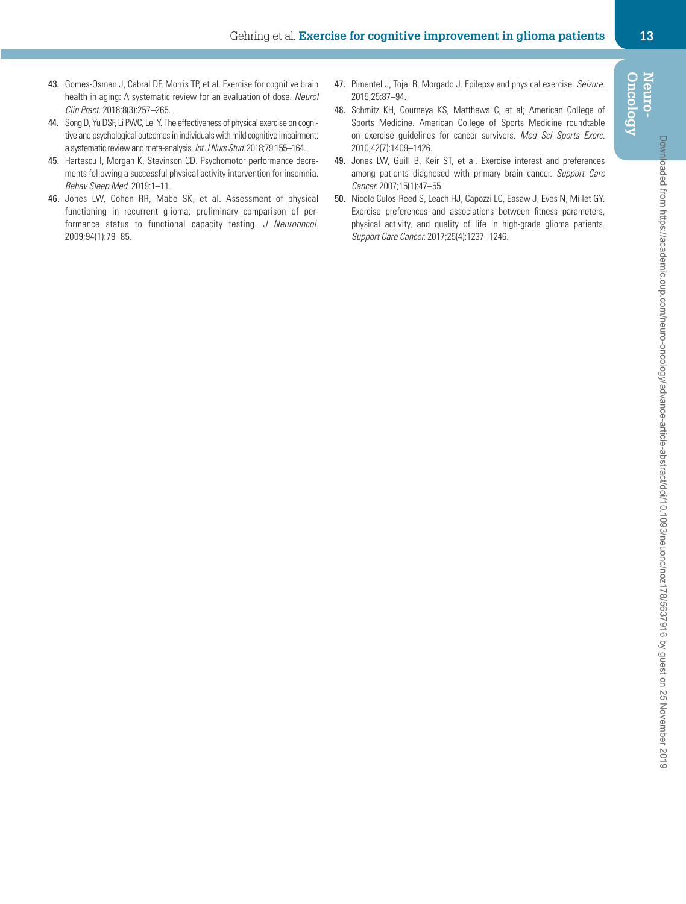43. Gomes-Osman J, Cabral DF, Morris TP, et al. Exercise for cognitive brain health in aging: A systematic review for an evaluation of dose. *Neurol Clin Pract*. 2018;8(3):257–265.
44. Song D, Yu DSF, Li PWC, Lei Y. The effectiveness of physical exercise on cognitive and psychological outcomes in individuals with mild cognitive impairment: a systematic review and meta-analysis. *Int J Nurs Stud*. 2018;79:155–164.
45. Hartescu I, Morgan K, Stevinson CD. Psychomotor performance decrements following a successful physical activity intervention for insomnia. *Behav Sleep Med*. 2019:1–11.
46. Jones LW, Cohen RR, Mabe SK, et al. Assessment of physical functioning in recurrent glioma: preliminary comparison of performance status to functional capacity testing. *J Neurooncol*. 2009;94(1):79–85.
47. Pimentel J, Tojal R, Morgado J. Epilepsy and physical exercise. *Seizure*. 2015;25:87–94.
48. Schmitz KH, Courneya KS, Matthews C, et al; American College of Sports Medicine. American College of Sports Medicine roundtable on exercise guidelines for cancer survivors. *Med Sci Sports Exerc*. 2010;42(7):1409–1426.
49. Jones LW, Guill B, Keir ST, et al. Exercise interest and preferences among patients diagnosed with primary brain cancer. *Support Care Cancer*. 2007;15(1):47–55.
50. Nicole Culos-Reed S, Leach HJ, Capozzi LC, Easaw J, Eves N, Millet GY. Exercise preferences and associations between fitness parameters, physical activity, and quality of life in high-grade glioma patients. *Support Care Cancer*. 2017;25(4):1237–1246.